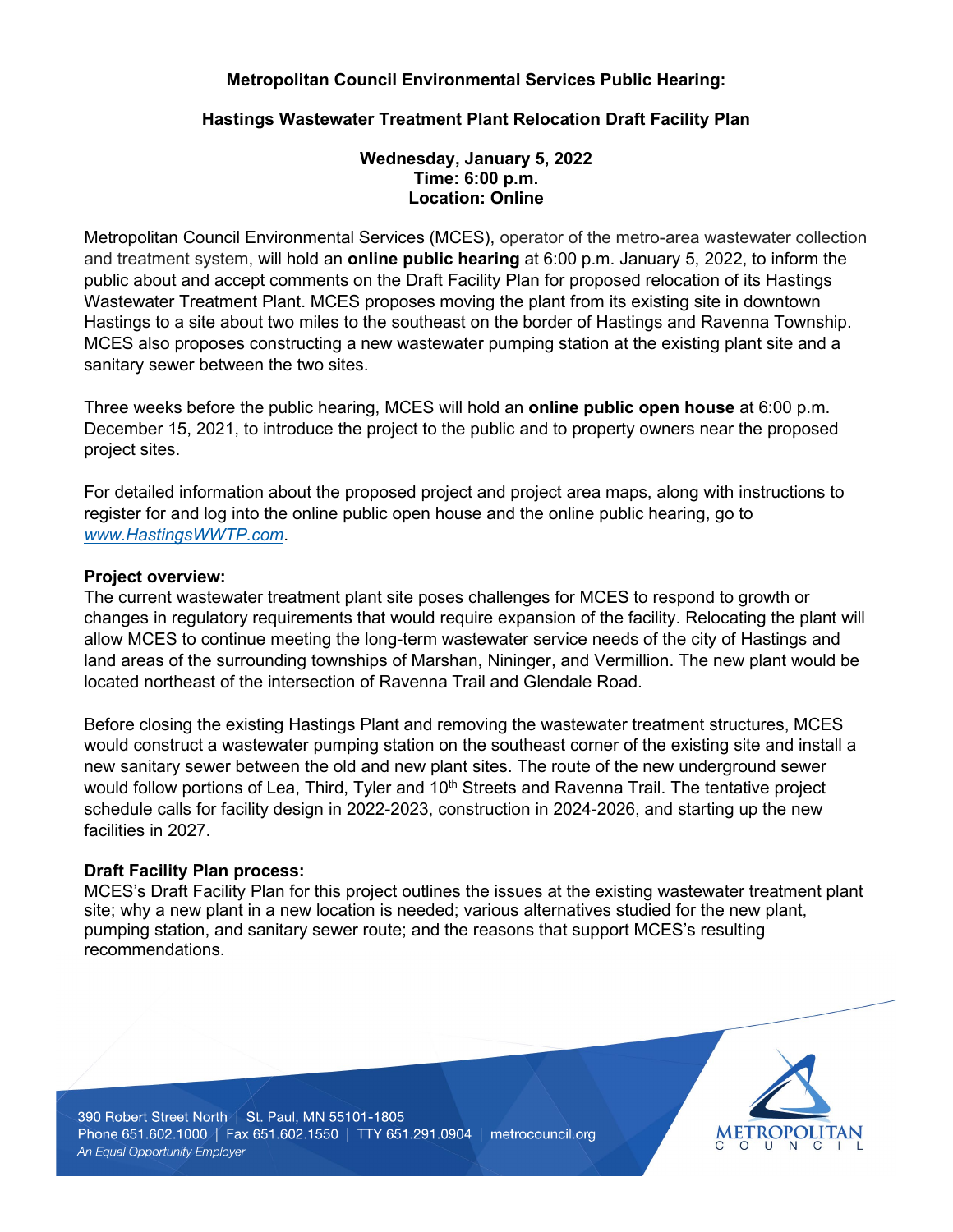**Metropolitan Council Environmental Services Public Hearing:**

**Hastings Wastewater Treatment Plant Relocation Draft Facility Plan**

**Wednesday, January 5, 2022**
**Time: 6:00 p.m.**
**Location: Online**

Metropolitan Council Environmental Services (MCES), operator of the metro-area wastewater collection and treatment system, will hold an **online public hearing** at 6:00 p.m. January 5, 2022, to inform the public about and accept comments on the Draft Facility Plan for proposed relocation of its Hastings Wastewater Treatment Plant. MCES proposes moving the plant from its existing site in downtown Hastings to a site about two miles to the southeast on the border of Hastings and Ravenna Township. MCES also proposes constructing a new wastewater pumping station at the existing plant site and a sanitary sewer between the two sites.

Three weeks before the public hearing, MCES will hold an **online public open house** at 6:00 p.m. December 15, 2021, to introduce the project to the public and to property owners near the proposed project sites.

For detailed information about the proposed project and project area maps, along with instructions to register for and log into the online public open house and the online public hearing, go to *www.HastingsWWTP.com*.

**Project overview:**
The current wastewater treatment plant site poses challenges for MCES to respond to growth or changes in regulatory requirements that would require expansion of the facility. Relocating the plant will allow MCES to continue meeting the long-term wastewater service needs of the city of Hastings and land areas of the surrounding townships of Marshan, Nininger, and Vermillion. The new plant would be located northeast of the intersection of Ravenna Trail and Glendale Road.

Before closing the existing Hastings Plant and removing the wastewater treatment structures, MCES would construct a wastewater pumping station on the southeast corner of the existing site and install a new sanitary sewer between the old and new plant sites. The route of the new underground sewer would follow portions of Lea, Third, Tyler and 10th Streets and Ravenna Trail. The tentative project schedule calls for facility design in 2022-2023, construction in 2024-2026, and starting up the new facilities in 2027.

**Draft Facility Plan process:**
MCES's Draft Facility Plan for this project outlines the issues at the existing wastewater treatment plant site; why a new plant in a new location is needed; various alternatives studied for the new plant, pumping station, and sanitary sewer route; and the reasons that support MCES's resulting recommendations.

390 Robert Street North | St. Paul, MN 55101-1805
Phone 651.602.1000 | Fax 651.602.1550 | TTY 651.291.0904 | metrocouncil.org
*An Equal Opportunity Employer*

METROPOLITAN COUNCIL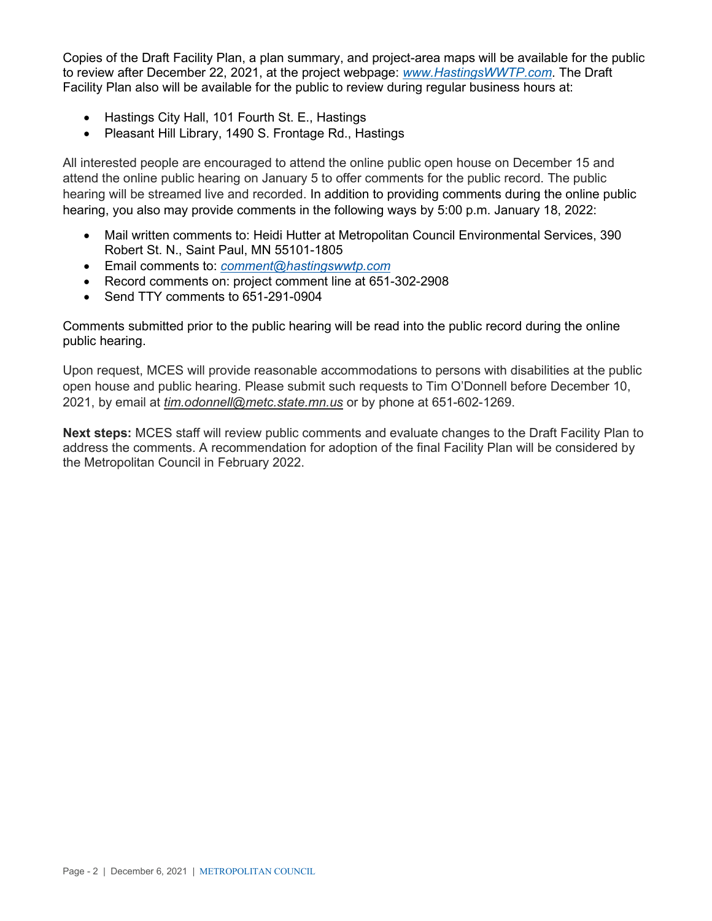Copies of the Draft Facility Plan, a plan summary, and project-area maps will be available for the public to review after December 22, 2021, at the project webpage: *www.HastingsWWTP.com*. The Draft Facility Plan also will be available for the public to review during regular business hours at:

- Hastings City Hall, 101 Fourth St. E., Hastings
- Pleasant Hill Library, 1490 S. Frontage Rd., Hastings

All interested people are encouraged to attend the online public open house on December 15 and attend the online public hearing on January 5 to offer comments for the public record. The public hearing will be streamed live and recorded. In addition to providing comments during the online public hearing, you also may provide comments in the following ways by 5:00 p.m. January 18, 2022:

- Mail written comments to: Heidi Hutter at Metropolitan Council Environmental Services, 390 Robert St. N., Saint Paul, MN 55101-1805
- Email comments to: *comment@hastingswwtp.com*
- Record comments on: project comment line at 651-302-2908
- Send TTY comments to 651-291-0904

Comments submitted prior to the public hearing will be read into the public record during the online public hearing.

Upon request, MCES will provide reasonable accommodations to persons with disabilities at the public open house and public hearing. Please submit such requests to Tim O'Donnell before December 10, 2021, by email at *tim.odonnell@metc.state.mn.us* or by phone at 651-602-1269.

**Next steps:** MCES staff will review public comments and evaluate changes to the Draft Facility Plan to address the comments. A recommendation for adoption of the final Facility Plan will be considered by the Metropolitan Council in February 2022.